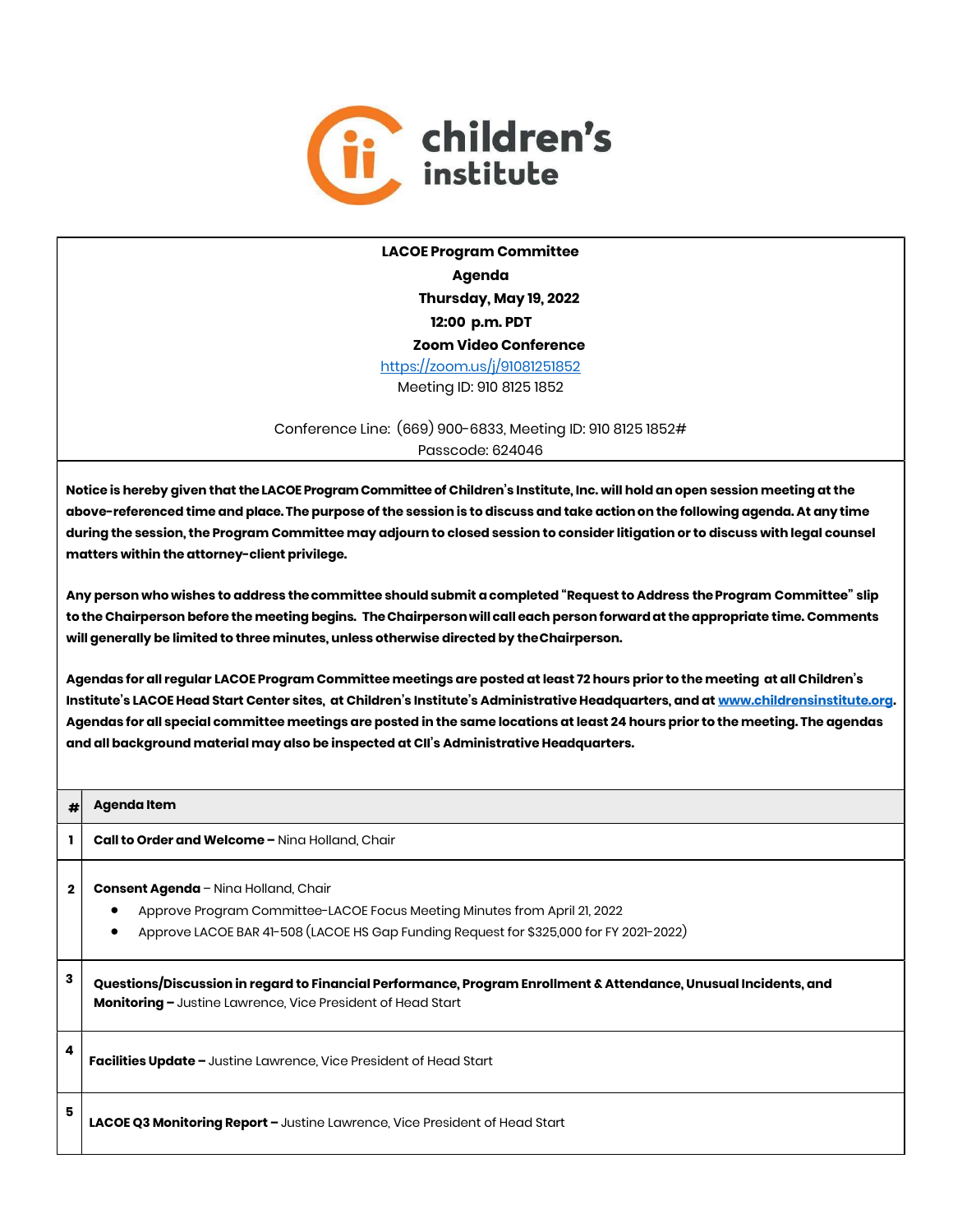children's institute

**LACOE Program Committee**
**Agenda**
**Thursday, May 19, 2022**
**12:00 p.m. PDT**
**Zoom Video Conference**
https://zoom.us/j/91081251852
Meeting ID: 910 8125 1852

Conference Line: (669) 900-6833, Meeting ID: 910 8125 1852#
Passcode: 624046

**Notice is hereby given that the LACOE Program Committee of Children's Institute, Inc. will hold an open session meeting at the above-referenced time and place. The purpose of the session is to discuss and take action on the following agenda. At any time during the session, the Program Committee may adjourn to closed session to consider litigation or to discuss with legal counsel matters within the attorney-client privilege.**

**Any person who wishes to address the committee should submit a completed "Request to Address the Program Committee" slip to the Chairperson before the meeting begins. The Chairperson will call each person forward at the appropriate time. Comments will generally be limited to three minutes, unless otherwise directed by the Chairperson.**

**Agendas for all regular LACOE Program Committee meetings are posted at least 72 hours prior to the meeting at all Children's Institute's LACOE Head Start Center sites, at Children's Institute's Administrative Headquarters, and at www.childrensinstitute.org. Agendas for all special committee meetings are posted in the same locations at least 24 hours prior to the meeting. The agendas and all background material may also be inspected at CII's Administrative Headquarters.**

| # | Agenda Item |
|---|---|
| 1 | **Call to Order and Welcome –** Nina Holland, Chair |
| 2 | **Consent Agenda** – Nina Holland, Chair<br>• Approve Program Committee-LACOE Focus Meeting Minutes from April 21, 2022<br>• Approve LACOE BAR 41-508 (LACOE HS Gap Funding Request for $325,000 for FY 2021-2022) |
| 3 | **Questions/Discussion in regard to Financial Performance, Program Enrollment & Attendance, Unusual Incidents, and Monitoring –** Justine Lawrence, Vice President of Head Start |
| 4 | **Facilities Update –** Justine Lawrence, Vice President of Head Start |
| 5 | **LACOE Q3 Monitoring Report –** Justine Lawrence, Vice President of Head Start |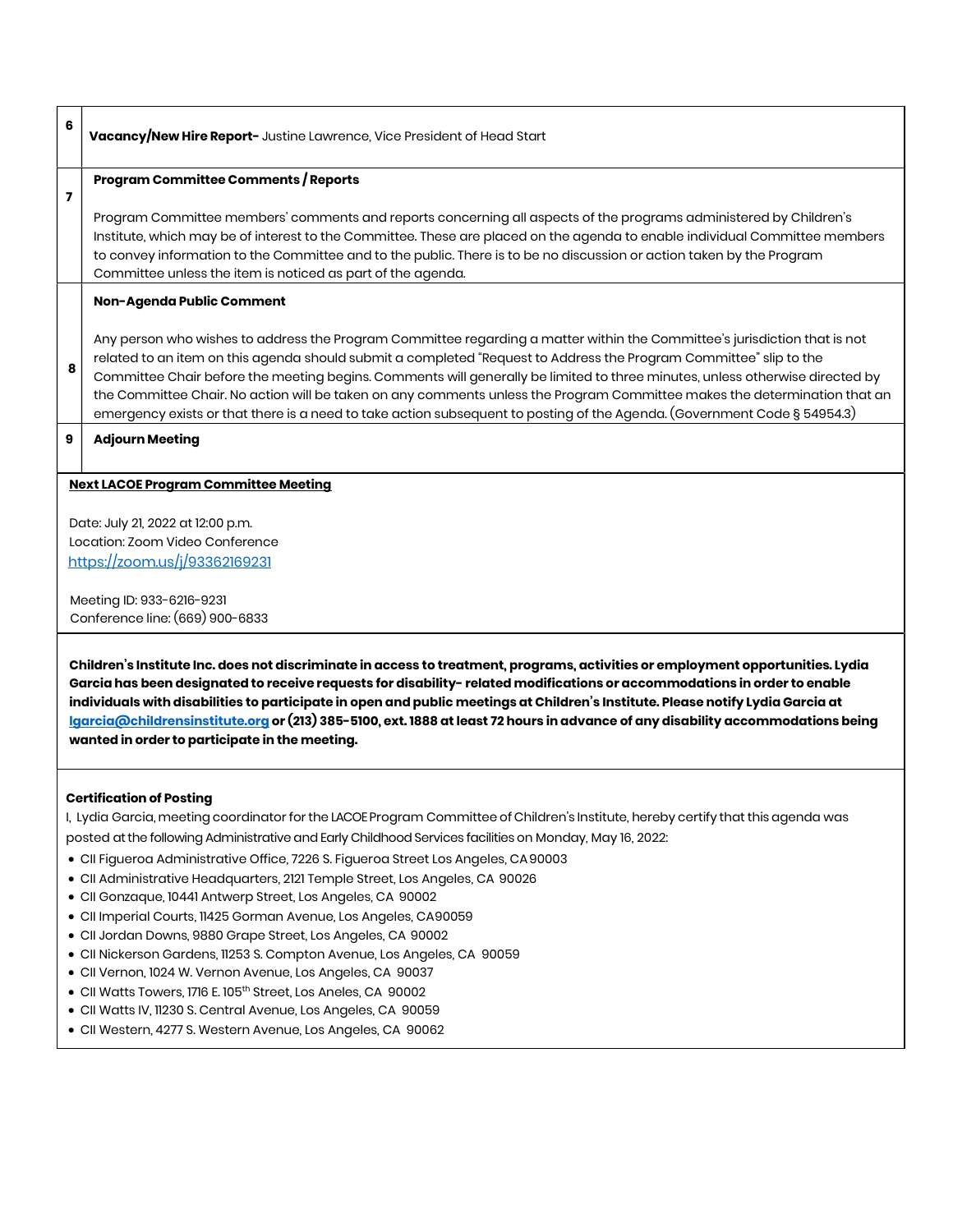| | |
|---|---|
| 6 | **Vacancy/New Hire Report-** Justine Lawrence, Vice President of Head Start |
| 7 | **Program Committee Comments / Reports**<br><br>Program Committee members' comments and reports concerning all aspects of the programs administered by Children's Institute, which may be of interest to the Committee. These are placed on the agenda to enable individual Committee members to convey information to the Committee and to the public. There is to be no discussion or action taken by the Program Committee unless the item is noticed as part of the agenda. |
| 8 | **Non-Agenda Public Comment**<br><br>Any person who wishes to address the Program Committee regarding a matter within the Committee's jurisdiction that is not related to an item on this agenda should submit a completed "Request to Address the Program Committee" slip to the Committee Chair before the meeting begins. Comments will generally be limited to three minutes, unless otherwise directed by the Committee Chair. No action will be taken on any comments unless the Program Committee makes the determination that an emergency exists or that there is a need to take action subsequent to posting of the Agenda. (Government Code § 54954.3) |
| 9 | **Adjourn Meeting** |

**Next LACOE Program Committee Meeting**

Date: July 21, 2022 at 12:00 p.m.
Location: Zoom Video Conference
https://zoom.us/j/93362169231

Meeting ID: 933-6216-9231
Conference line: (669) 900-6833

**Children's Institute Inc. does not discriminate in access to treatment, programs, activities or employment opportunities. Lydia Garcia has been designated to receive requests for disability- related modifications or accommodations in order to enable individuals with disabilities to participate in open and public meetings at Children's Institute. Please notify Lydia Garcia at lgarcia@childrensinstitute.org or (213) 385-5100, ext. 1888 at least 72 hours in advance of any disability accommodations being wanted in order to participate in the meeting.**

**Certification of Posting**

I, Lydia Garcia, meeting coordinator for the LACOE Program Committee of Children's Institute, hereby certify that this agenda was posted at the following Administrative and Early Childhood Services facilities on Monday, May 16, 2022:

- CII Figueroa Administrative Office, 7226 S. Figueroa Street Los Angeles, CA 90003
- CII Administrative Headquarters, 2121 Temple Street, Los Angeles, CA 90026
- CII Gonzaque, 10441 Antwerp Street, Los Angeles, CA 90002
- CII Imperial Courts, 11425 Gorman Avenue, Los Angeles, CA90059
- CII Jordan Downs, 9880 Grape Street, Los Angeles, CA 90002
- CII Nickerson Gardens, 11253 S. Compton Avenue, Los Angeles, CA 90059
- CII Vernon, 1024 W. Vernon Avenue, Los Angeles, CA 90037
- CII Watts Towers, 1716 E. 105th Street, Los Aneles, CA 90002
- CII Watts IV, 11230 S. Central Avenue, Los Angeles, CA 90059
- CII Western, 4277 S. Western Avenue, Los Angeles, CA 90062